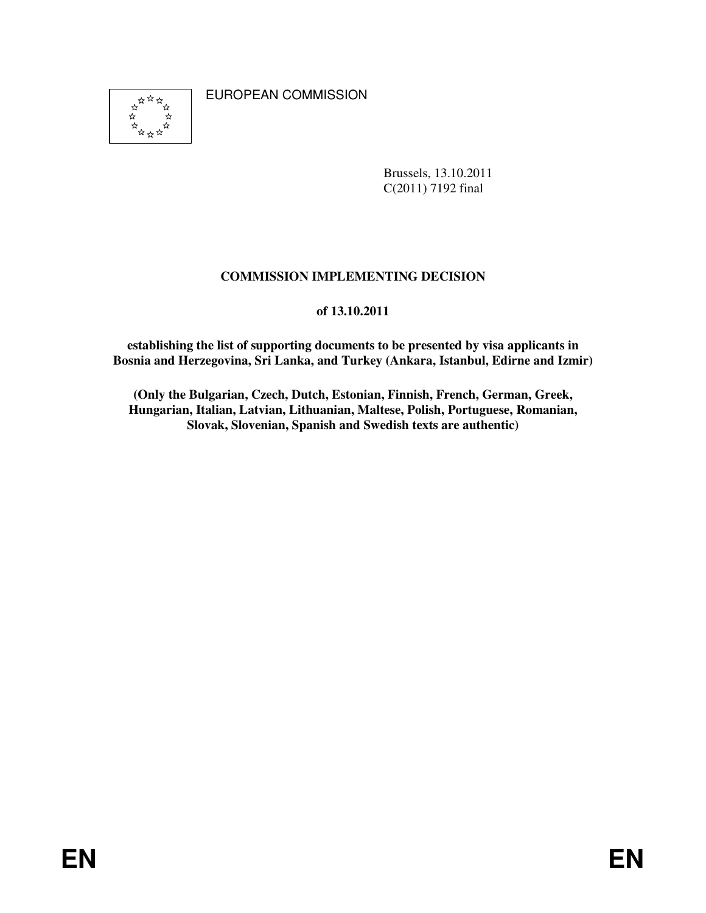EUROPEAN COMMISSION

Brussels, 13.10.2011
C(2011) 7192 final

# COMMISSION IMPLEMENTING DECISION

**of 13.10.2011**

**establishing the list of supporting documents to be presented by visa applicants in Bosnia and Herzegovina, Sri Lanka, and Turkey (Ankara, Istanbul, Edirne and Izmir)**

**(Only the Bulgarian, Czech, Dutch, Estonian, Finnish, French, German, Greek, Hungarian, Italian, Latvian, Lithuanian, Maltese, Polish, Portuguese, Romanian, Slovak, Slovenian, Spanish and Swedish texts are authentic)**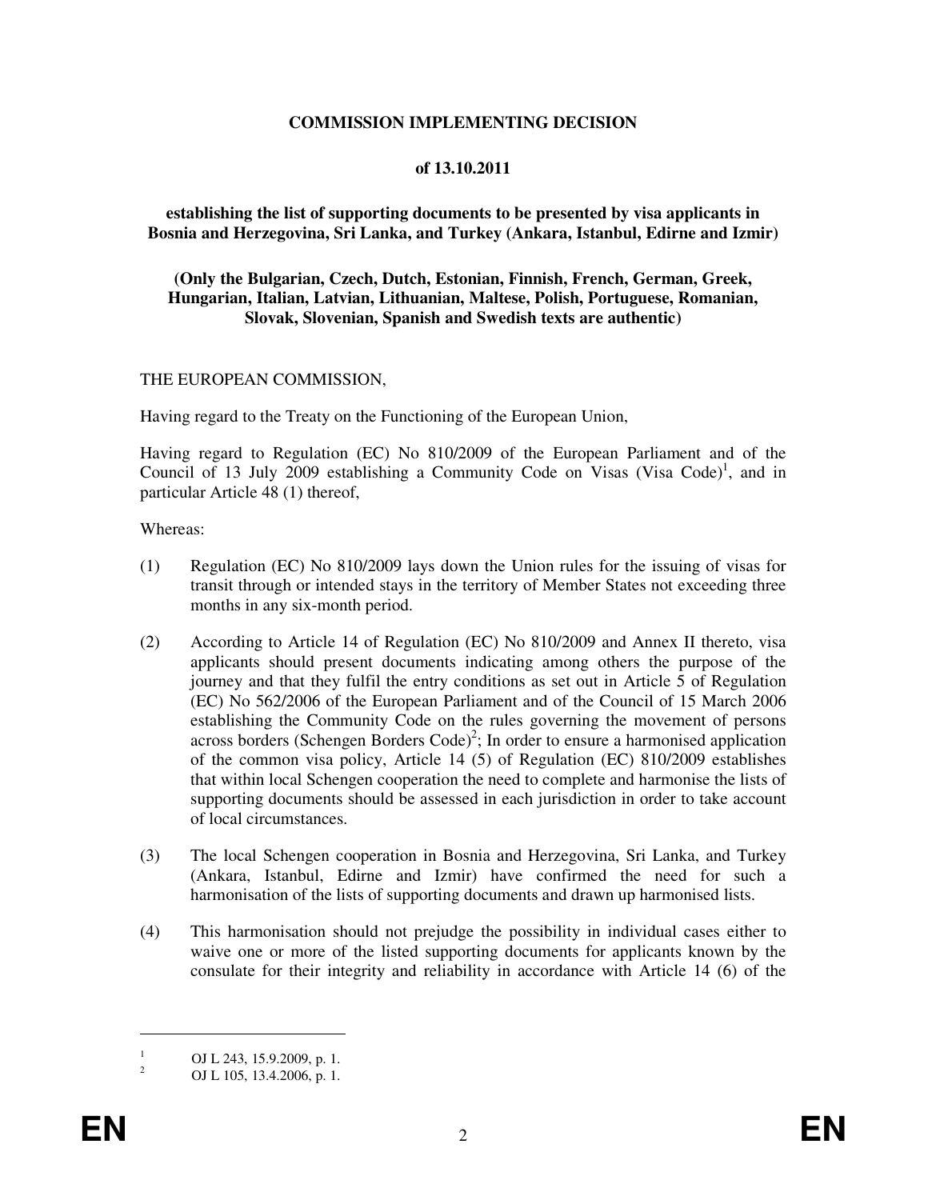**COMMISSION IMPLEMENTING DECISION**

**of 13.10.2011**

**establishing the list of supporting documents to be presented by visa applicants in Bosnia and Herzegovina, Sri Lanka, and Turkey (Ankara, Istanbul, Edirne and Izmir)**

**(Only the Bulgarian, Czech, Dutch, Estonian, Finnish, French, German, Greek, Hungarian, Italian, Latvian, Lithuanian, Maltese, Polish, Portuguese, Romanian, Slovak, Slovenian, Spanish and Swedish texts are authentic)**

THE EUROPEAN COMMISSION,

Having regard to the Treaty on the Functioning of the European Union,

Having regard to Regulation (EC) No 810/2009 of the European Parliament and of the Council of 13 July 2009 establishing a Community Code on Visas (Visa Code)[1], and in particular Article 48 (1) thereof,

Whereas:

(1) Regulation (EC) No 810/2009 lays down the Union rules for the issuing of visas for transit through or intended stays in the territory of Member States not exceeding three months in any six-month period.

(2) According to Article 14 of Regulation (EC) No 810/2009 and Annex II thereto, visa applicants should present documents indicating among others the purpose of the journey and that they fulfil the entry conditions as set out in Article 5 of Regulation (EC) No 562/2006 of the European Parliament and of the Council of 15 March 2006 establishing the Community Code on the rules governing the movement of persons across borders (Schengen Borders Code)[2]; In order to ensure a harmonised application of the common visa policy, Article 14 (5) of Regulation (EC) 810/2009 establishes that within local Schengen cooperation the need to complete and harmonise the lists of supporting documents should be assessed in each jurisdiction in order to take account of local circumstances.

(3) The local Schengen cooperation in Bosnia and Herzegovina, Sri Lanka, and Turkey (Ankara, Istanbul, Edirne and Izmir) have confirmed the need for such a harmonisation of the lists of supporting documents and drawn up harmonised lists.

(4) This harmonisation should not prejudge the possibility in individual cases either to waive one or more of the listed supporting documents for applicants known by the consulate for their integrity and reliability in accordance with Article 14 (6) of the

---

[1] OJ L 243, 15.9.2009, p. 1.

[2] OJ L 105, 13.4.2006, p. 1.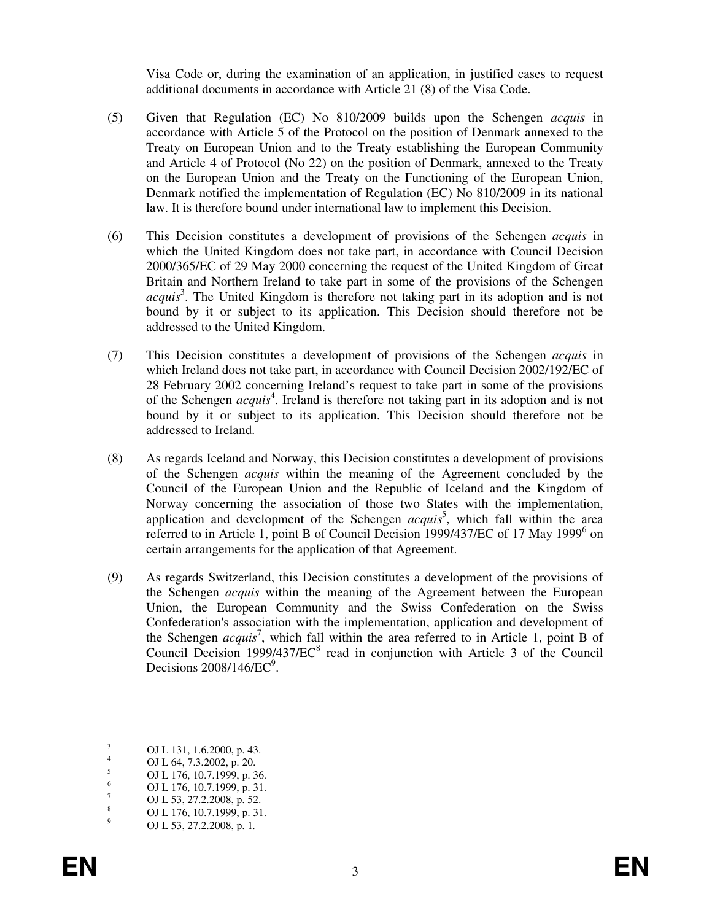Visa Code or, during the examination of an application, in justified cases to request additional documents in accordance with Article 21 (8) of the Visa Code.

(5) Given that Regulation (EC) No 810/2009 builds upon the Schengen *acquis* in accordance with Article 5 of the Protocol on the position of Denmark annexed to the Treaty on European Union and to the Treaty establishing the European Community and Article 4 of Protocol (No 22) on the position of Denmark, annexed to the Treaty on the European Union and the Treaty on the Functioning of the European Union, Denmark notified the implementation of Regulation (EC) No 810/2009 in its national law. It is therefore bound under international law to implement this Decision.

(6) This Decision constitutes a development of provisions of the Schengen *acquis* in which the United Kingdom does not take part, in accordance with Council Decision 2000/365/EC of 29 May 2000 concerning the request of the United Kingdom of Great Britain and Northern Ireland to take part in some of the provisions of the Schengen *acquis*[3]. The United Kingdom is therefore not taking part in its adoption and is not bound by it or subject to its application. This Decision should therefore not be addressed to the United Kingdom.

(7) This Decision constitutes a development of provisions of the Schengen *acquis* in which Ireland does not take part, in accordance with Council Decision 2002/192/EC of 28 February 2002 concerning Ireland's request to take part in some of the provisions of the Schengen *acquis*[4]. Ireland is therefore not taking part in its adoption and is not bound by it or subject to its application. This Decision should therefore not be addressed to Ireland.

(8) As regards Iceland and Norway, this Decision constitutes a development of provisions of the Schengen *acquis* within the meaning of the Agreement concluded by the Council of the European Union and the Republic of Iceland and the Kingdom of Norway concerning the association of those two States with the implementation, application and development of the Schengen *acquis*[5], which fall within the area referred to in Article 1, point B of Council Decision 1999/437/EC of 17 May 1999[6] on certain arrangements for the application of that Agreement.

(9) As regards Switzerland, this Decision constitutes a development of the provisions of the Schengen *acquis* within the meaning of the Agreement between the European Union, the European Community and the Swiss Confederation on the Swiss Confederation's association with the implementation, application and development of the Schengen *acquis*[7], which fall within the area referred to in Article 1, point B of Council Decision 1999/437/EC[8] read in conjunction with Article 3 of the Council Decisions 2008/146/EC[9].

---

[3] OJ L 131, 1.6.2000, p. 43.

[4] OJ L 64, 7.3.2002, p. 20.

[5] OJ L 176, 10.7.1999, p. 36.

[6] OJ L 176, 10.7.1999, p. 31.

[7] OJ L 53, 27.2.2008, p. 52.

[8] OJ L 176, 10.7.1999, p. 31.

[9] OJ L 53, 27.2.2008, p. 1.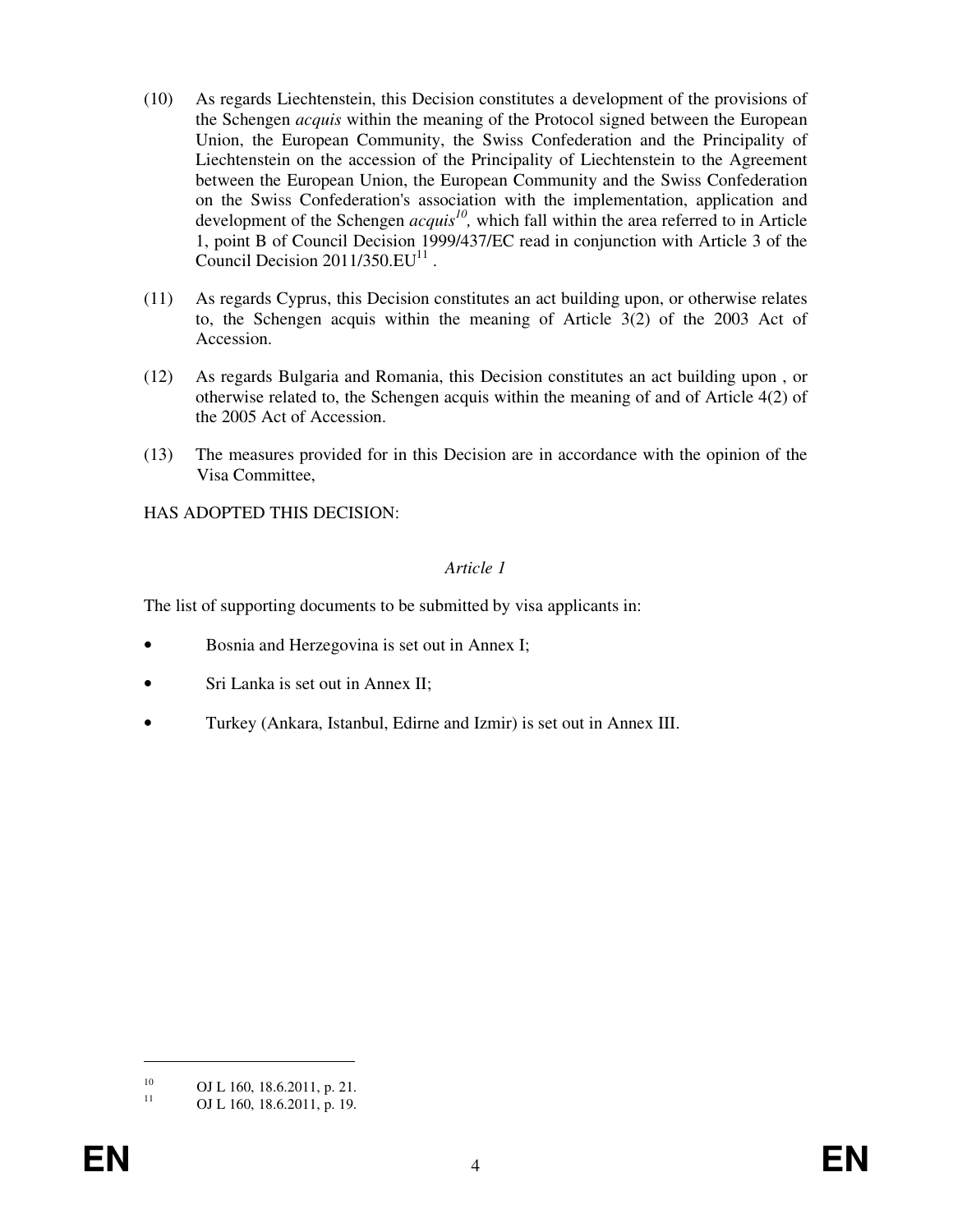(10) As regards Liechtenstein, this Decision constitutes a development of the provisions of the Schengen *acquis* within the meaning of the Protocol signed between the European Union, the European Community, the Swiss Confederation and the Principality of Liechtenstein on the accession of the Principality of Liechtenstein to the Agreement between the European Union, the European Community and the Swiss Confederation on the Swiss Confederation's association with the implementation, application and development of the Schengen *acquis*[10], which fall within the area referred to in Article 1, point B of Council Decision 1999/437/EC read in conjunction with Article 3 of the Council Decision 2011/350.EU[11] .

(11) As regards Cyprus, this Decision constitutes an act building upon, or otherwise relates to, the Schengen acquis within the meaning of Article 3(2) of the 2003 Act of Accession.

(12) As regards Bulgaria and Romania, this Decision constitutes an act building upon , or otherwise related to, the Schengen acquis within the meaning of and of Article 4(2) of the 2005 Act of Accession.

(13) The measures provided for in this Decision are in accordance with the opinion of the Visa Committee,

HAS ADOPTED THIS DECISION:

*Article 1*

The list of supporting documents to be submitted by visa applicants in:

- Bosnia and Herzegovina is set out in Annex I;
- Sri Lanka is set out in Annex II;
- Turkey (Ankara, Istanbul, Edirne and Izmir) is set out in Annex III.

---

[10] OJ L 160, 18.6.2011, p. 21.

[11] OJ L 160, 18.6.2011, p. 19.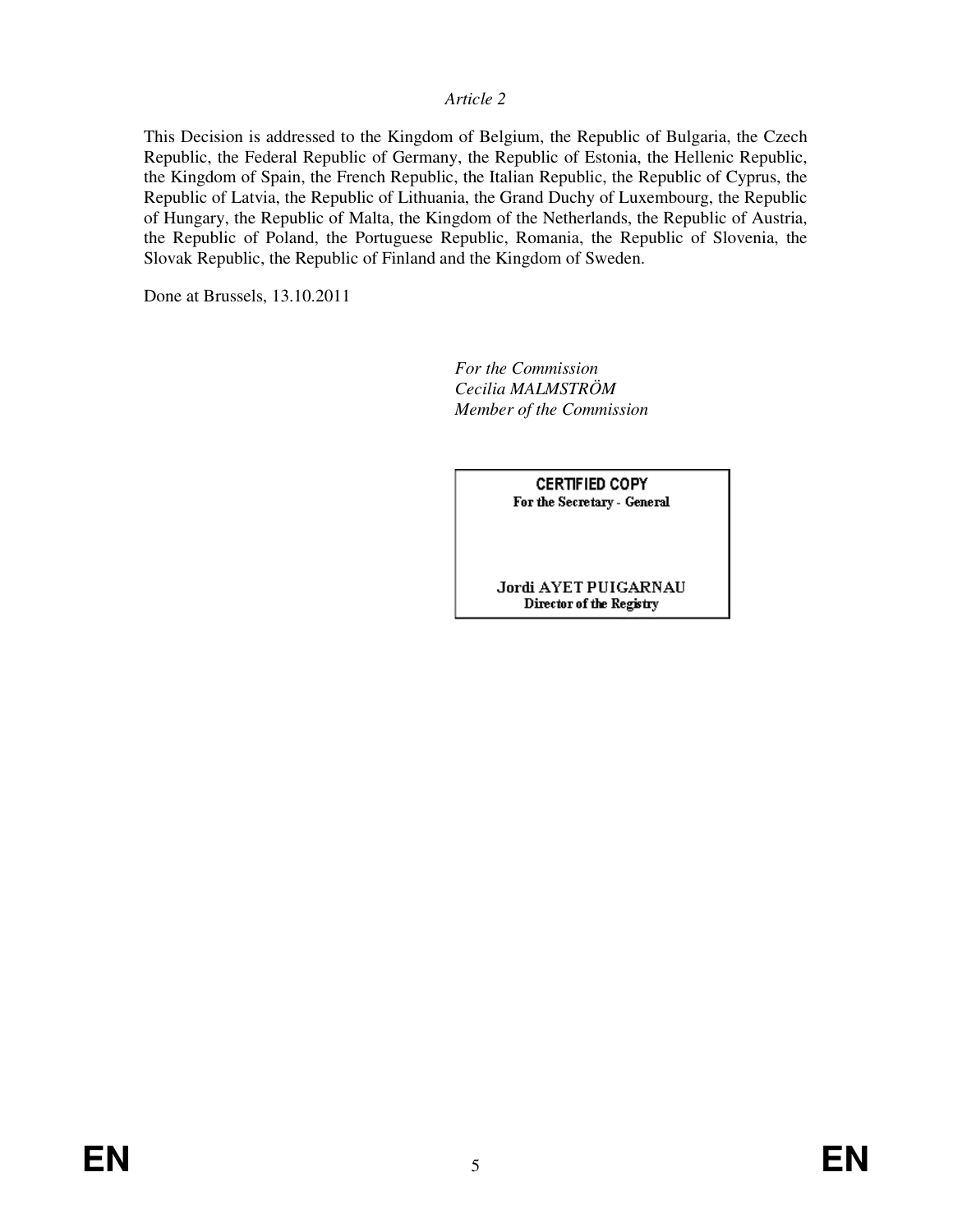*Article 2*

This Decision is addressed to the Kingdom of Belgium, the Republic of Bulgaria, the Czech Republic, the Federal Republic of Germany, the Republic of Estonia, the Hellenic Republic, the Kingdom of Spain, the French Republic, the Italian Republic, the Republic of Cyprus, the Republic of Latvia, the Republic of Lithuania, the Grand Duchy of Luxembourg, the Republic of Hungary, the Republic of Malta, the Kingdom of the Netherlands, the Republic of Austria, the Republic of Poland, the Portuguese Republic, Romania, the Republic of Slovenia, the Slovak Republic, the Republic of Finland and the Kingdom of Sweden.

Done at Brussels, 13.10.2011

*For the Commission*
*Cecilia MALMSTRÖM*
*Member of the Commission*

**CERTIFIED COPY**
**For the Secretary - General**

**Jordi AYET PUIGARNAU**
**Director of the Registry**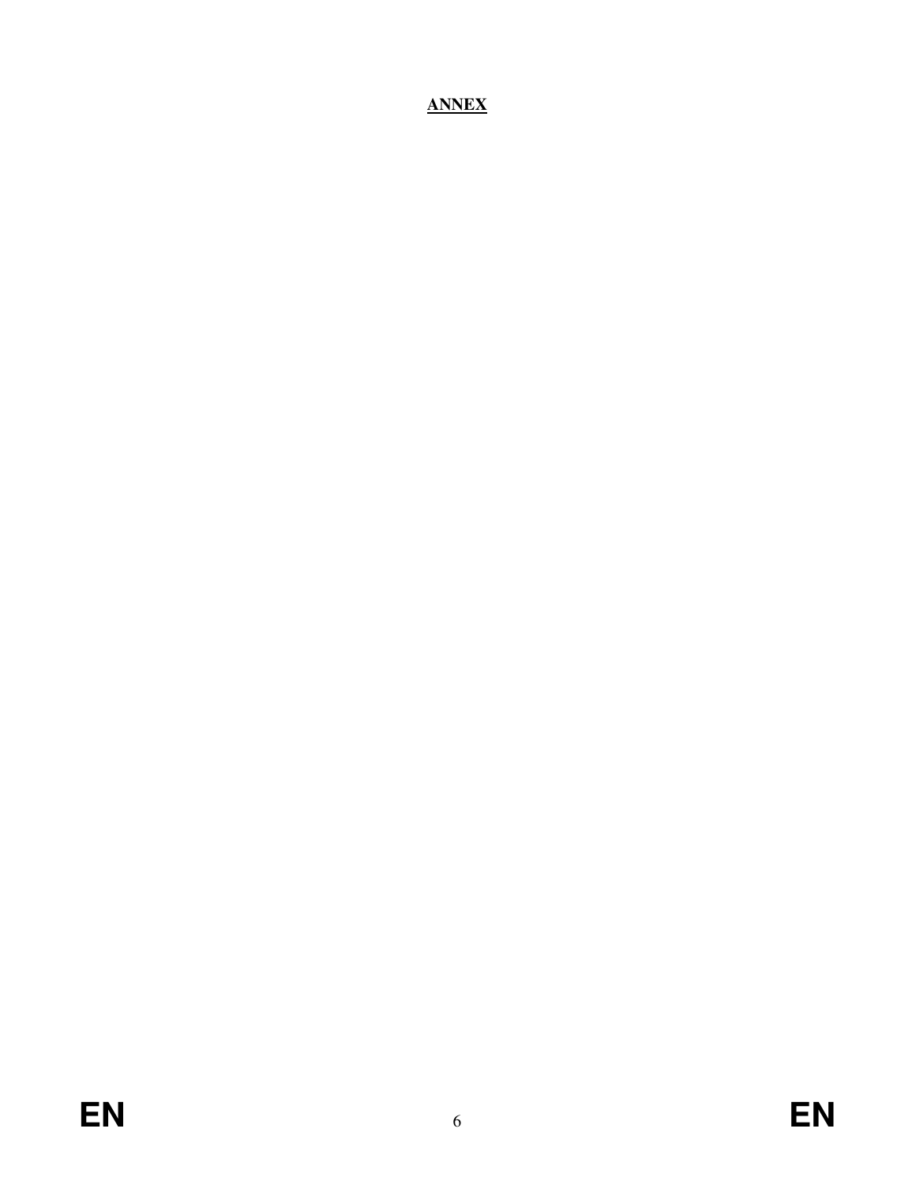**ANNEX**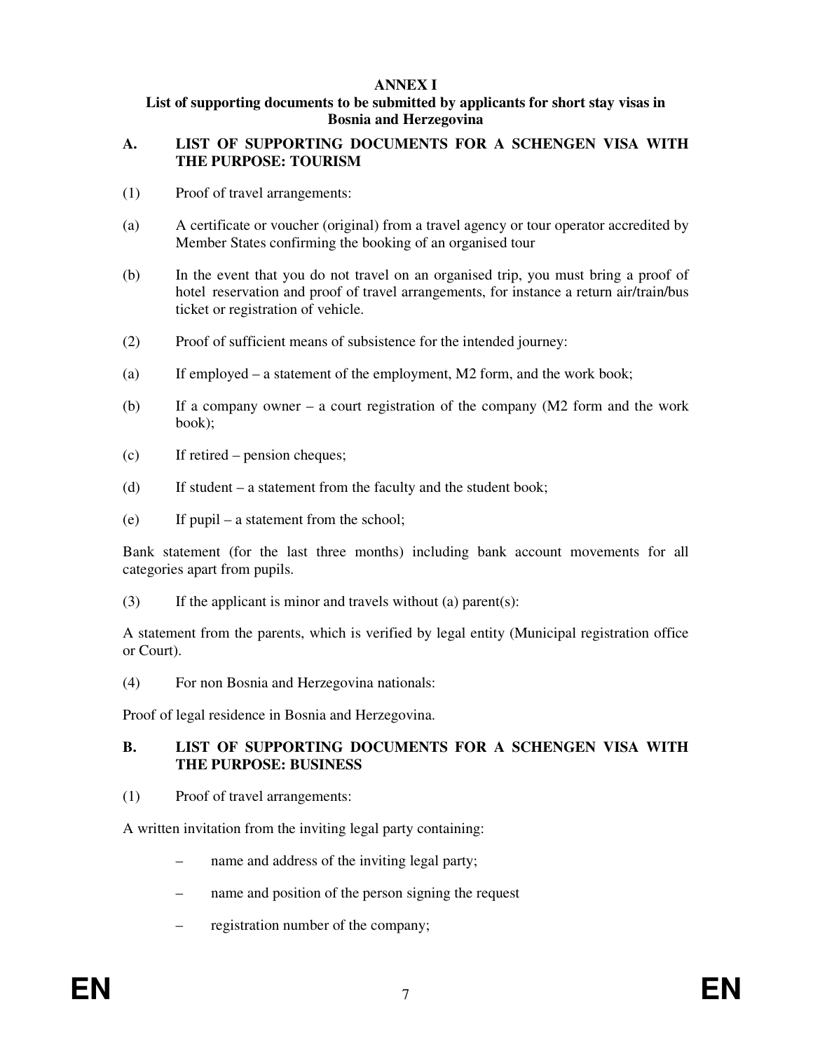# ANNEX I

## List of supporting documents to be submitted by applicants for short stay visas in Bosnia and Herzegovina

### A. LIST OF SUPPORTING DOCUMENTS FOR A SCHENGEN VISA WITH THE PURPOSE: TOURISM

(1) Proof of travel arrangements:

(a) A certificate or voucher (original) from a travel agency or tour operator accredited by Member States confirming the booking of an organised tour

(b) In the event that you do not travel on an organised trip, you must bring a proof of hotel reservation and proof of travel arrangements, for instance a return air/train/bus ticket or registration of vehicle.

(2) Proof of sufficient means of subsistence for the intended journey:

(a) If employed – a statement of the employment, M2 form, and the work book;

(b) If a company owner – a court registration of the company (M2 form and the work book);

(c) If retired – pension cheques;

(d) If student – a statement from the faculty and the student book;

(e) If pupil – a statement from the school;

Bank statement (for the last three months) including bank account movements for all categories apart from pupils.

(3) If the applicant is minor and travels without (a) parent(s):

A statement from the parents, which is verified by legal entity (Municipal registration office or Court).

(4) For non Bosnia and Herzegovina nationals:

Proof of legal residence in Bosnia and Herzegovina.

### B. LIST OF SUPPORTING DOCUMENTS FOR A SCHENGEN VISA WITH THE PURPOSE: BUSINESS

(1) Proof of travel arrangements:

A written invitation from the inviting legal party containing:

- name and address of the inviting legal party;
- name and position of the person signing the request
- registration number of the company;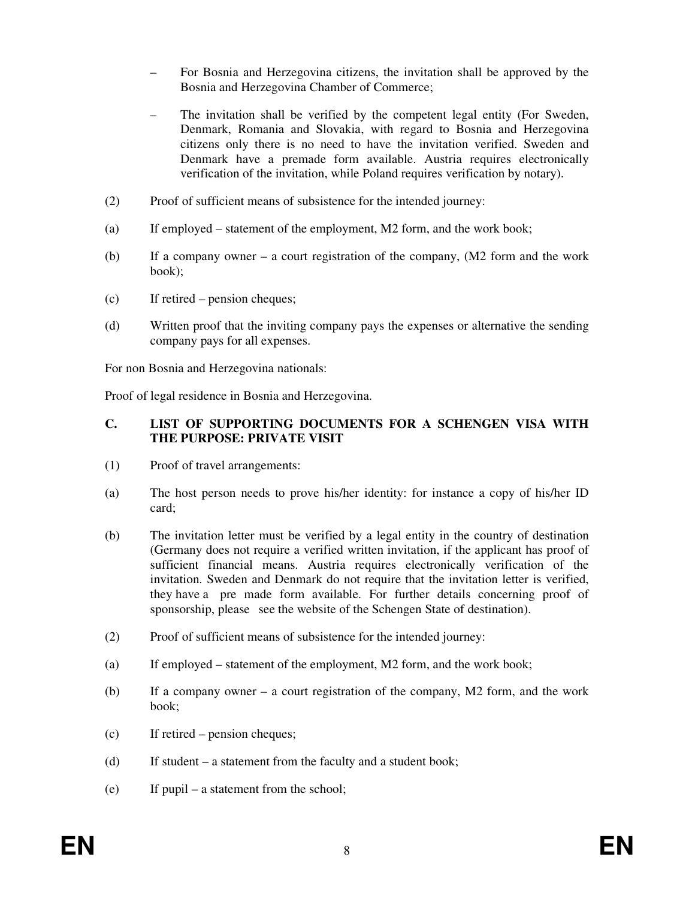- For Bosnia and Herzegovina citizens, the invitation shall be approved by the Bosnia and Herzegovina Chamber of Commerce;
- The invitation shall be verified by the competent legal entity (For Sweden, Denmark, Romania and Slovakia, with regard to Bosnia and Herzegovina citizens only there is no need to have the invitation verified. Sweden and Denmark have a premade form available. Austria requires electronically verification of the invitation, while Poland requires verification by notary).

(2) Proof of sufficient means of subsistence for the intended journey:

(a) If employed – statement of the employment, M2 form, and the work book;

(b) If a company owner – a court registration of the company, (M2 form and the work book);

(c) If retired – pension cheques;

(d) Written proof that the inviting company pays the expenses or alternative the sending company pays for all expenses.

For non Bosnia and Herzegovina nationals:

Proof of legal residence in Bosnia and Herzegovina.

### C. LIST OF SUPPORTING DOCUMENTS FOR A SCHENGEN VISA WITH THE PURPOSE: PRIVATE VISIT

(1) Proof of travel arrangements:

(a) The host person needs to prove his/her identity: for instance a copy of his/her ID card;

(b) The invitation letter must be verified by a legal entity in the country of destination (Germany does not require a verified written invitation, if the applicant has proof of sufficient financial means. Austria requires electronically verification of the invitation. Sweden and Denmark do not require that the invitation letter is verified, they have a pre made form available. For further details concerning proof of sponsorship, please see the website of the Schengen State of destination).

(2) Proof of sufficient means of subsistence for the intended journey:

(a) If employed – statement of the employment, M2 form, and the work book;

(b) If a company owner – a court registration of the company, M2 form, and the work book;

(c) If retired – pension cheques;

(d) If student – a statement from the faculty and a student book;

(e) If pupil – a statement from the school;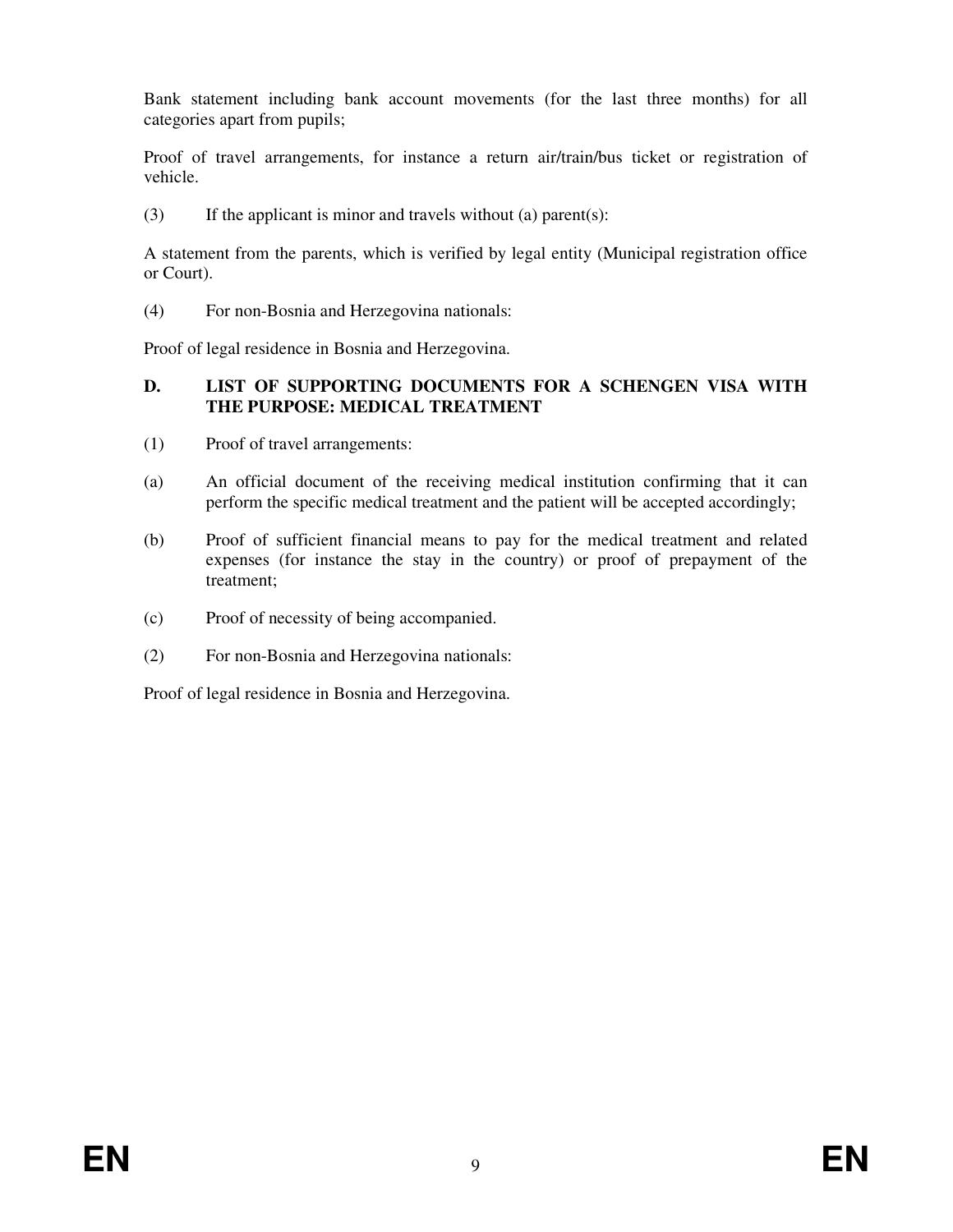Bank statement including bank account movements (for the last three months) for all categories apart from pupils;

Proof of travel arrangements, for instance a return air/train/bus ticket or registration of vehicle.

(3) If the applicant is minor and travels without (a) parent(s):

A statement from the parents, which is verified by legal entity (Municipal registration office or Court).

(4) For non-Bosnia and Herzegovina nationals:

Proof of legal residence in Bosnia and Herzegovina.

### D. LIST OF SUPPORTING DOCUMENTS FOR A SCHENGEN VISA WITH THE PURPOSE: MEDICAL TREATMENT

(1) Proof of travel arrangements:

(a) An official document of the receiving medical institution confirming that it can perform the specific medical treatment and the patient will be accepted accordingly;

(b) Proof of sufficient financial means to pay for the medical treatment and related expenses (for instance the stay in the country) or proof of prepayment of the treatment;

(c) Proof of necessity of being accompanied.

(2) For non-Bosnia and Herzegovina nationals:

Proof of legal residence in Bosnia and Herzegovina.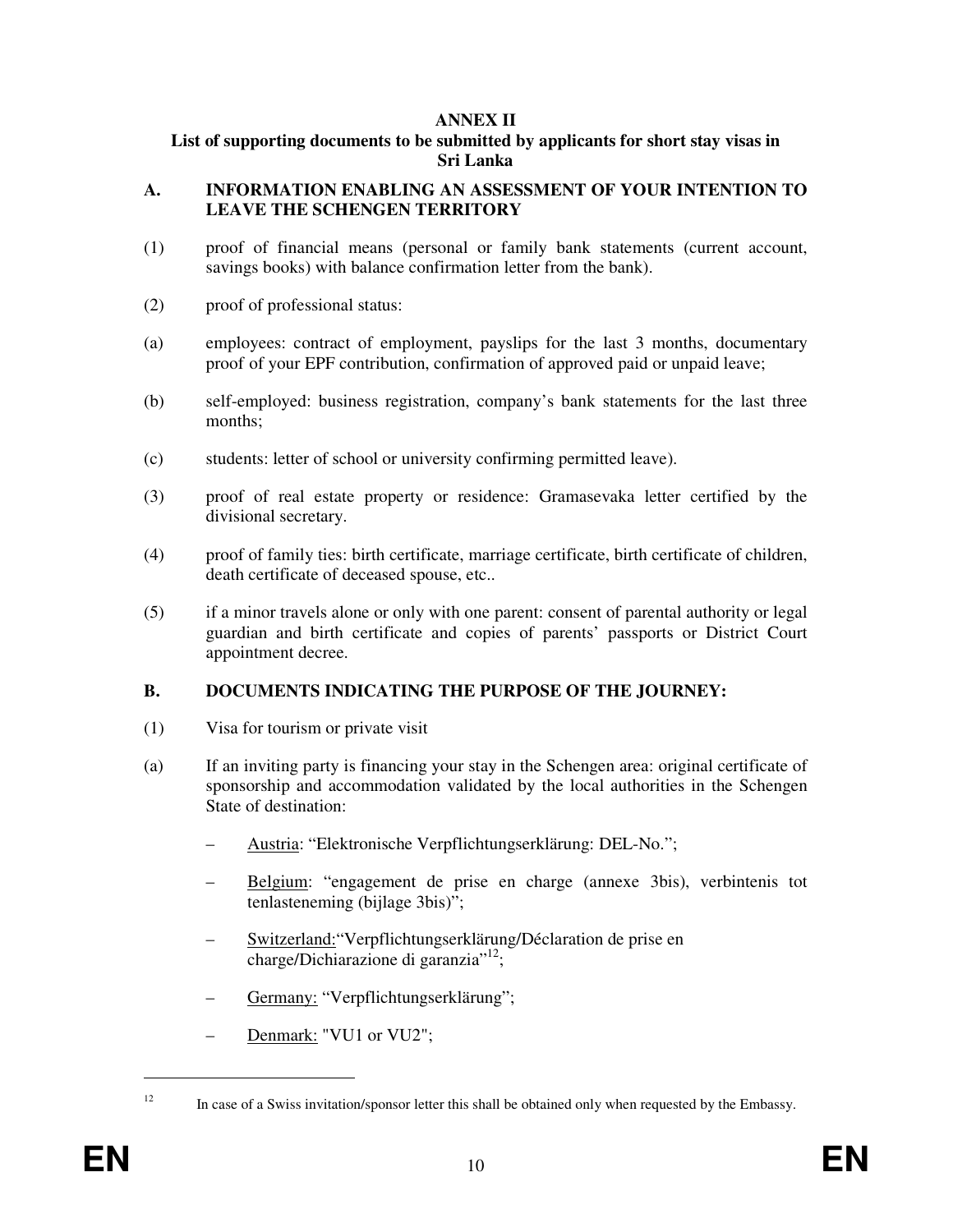**ANNEX II**

**List of supporting documents to be submitted by applicants for short stay visas in Sri Lanka**

## A. INFORMATION ENABLING AN ASSESSMENT OF YOUR INTENTION TO LEAVE THE SCHENGEN TERRITORY

(1) proof of financial means (personal or family bank statements (current account, savings books) with balance confirmation letter from the bank).

(2) proof of professional status:

(a) employees: contract of employment, payslips for the last 3 months, documentary proof of your EPF contribution, confirmation of approved paid or unpaid leave;

(b) self-employed: business registration, company's bank statements for the last three months;

(c) students: letter of school or university confirming permitted leave).

(3) proof of real estate property or residence: Gramasevaka letter certified by the divisional secretary.

(4) proof of family ties: birth certificate, marriage certificate, birth certificate of children, death certificate of deceased spouse, etc..

(5) if a minor travels alone or only with one parent: consent of parental authority or legal guardian and birth certificate and copies of parents' passports or District Court appointment decree.

## B. DOCUMENTS INDICATING THE PURPOSE OF THE JOURNEY:

(1) Visa for tourism or private visit

(a) If an inviting party is financing your stay in the Schengen area: original certificate of sponsorship and accommodation validated by the local authorities in the Schengen State of destination:

- Austria: "Elektronische Verpflichtungserklärung: DEL-No.";
- Belgium: "engagement de prise en charge (annexe 3bis), verbintenis tot tenlasteneming (bijlage 3bis)";
- Switzerland:"Verpflichtungserklärung/Déclaration de prise en charge/Dichiarazione di garanzia"[12];
- Germany: "Verpflichtungserklärung";
- Denmark: "VU1 or VU2";

---

[12] In case of a Swiss invitation/sponsor letter this shall be obtained only when requested by the Embassy.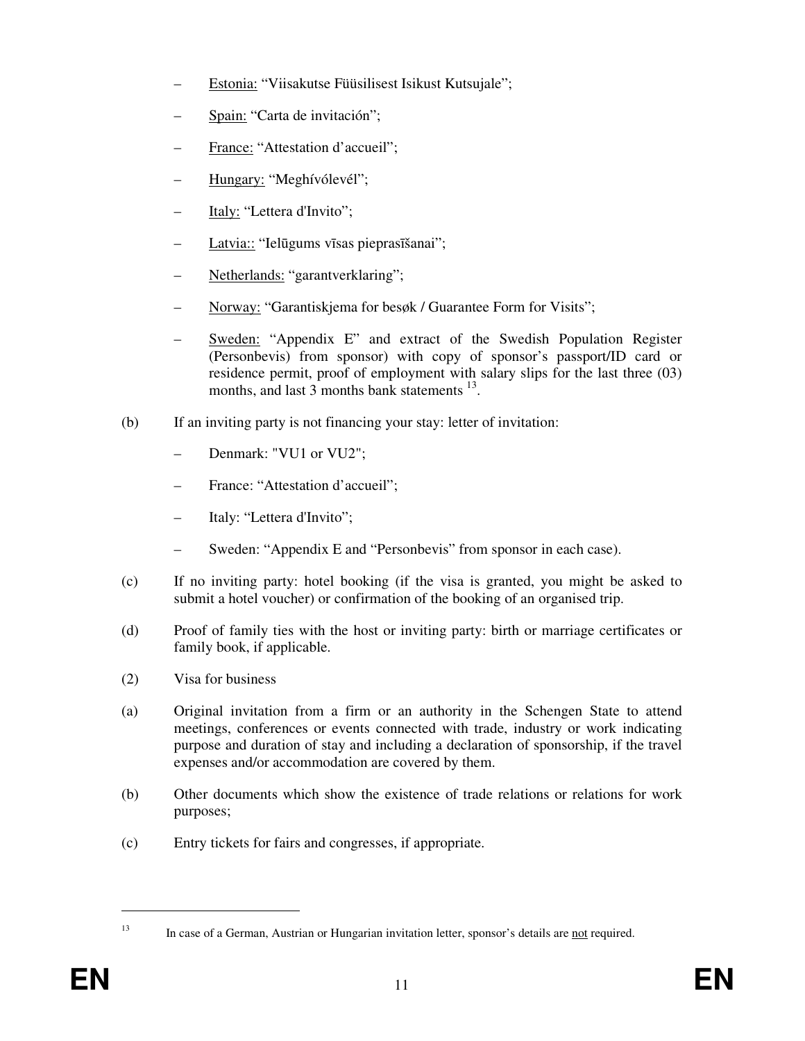- Estonia: "Viisakutse Füüsilisest Isikust Kutsujale";
- Spain: "Carta de invitación";
- France: "Attestation d'accueil";
- Hungary: "Meghívólevél";
- Italy: "Lettera d'Invito";
- Latvia:: "Ielūgums vīsas pieprasīšanai";
- Netherlands: "garantverklaring";
- Norway: "Garantiskjema for besøk / Guarantee Form for Visits";
- Sweden: "Appendix E" and extract of the Swedish Population Register (Personbevis) from sponsor) with copy of sponsor's passport/ID card or residence permit, proof of employment with salary slips for the last three (03) months, and last 3 months bank statements [13].

(b) If an inviting party is not financing your stay: letter of invitation:

- Denmark: "VU1 or VU2";
- France: "Attestation d'accueil";
- Italy: "Lettera d'Invito";
- Sweden: "Appendix E and "Personbevis" from sponsor in each case).

(c) If no inviting party: hotel booking (if the visa is granted, you might be asked to submit a hotel voucher) or confirmation of the booking of an organised trip.

(d) Proof of family ties with the host or inviting party: birth or marriage certificates or family book, if applicable.

(2) Visa for business

(a) Original invitation from a firm or an authority in the Schengen State to attend meetings, conferences or events connected with trade, industry or work indicating purpose and duration of stay and including a declaration of sponsorship, if the travel expenses and/or accommodation are covered by them.

(b) Other documents which show the existence of trade relations or relations for work purposes;

(c) Entry tickets for fairs and congresses, if appropriate.

---

[13] In case of a German, Austrian or Hungarian invitation letter, sponsor's details are not required.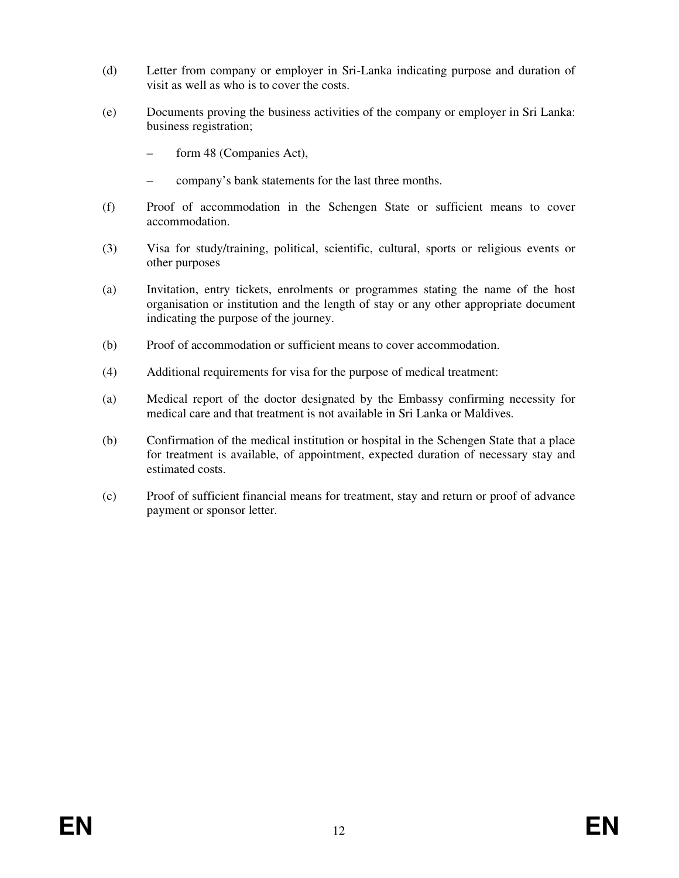(d) Letter from company or employer in Sri-Lanka indicating purpose and duration of visit as well as who is to cover the costs.

(e) Documents proving the business activities of the company or employer in Sri Lanka: business registration;

– form 48 (Companies Act),

– company's bank statements for the last three months.

(f) Proof of accommodation in the Schengen State or sufficient means to cover accommodation.

(3) Visa for study/training, political, scientific, cultural, sports or religious events or other purposes

(a) Invitation, entry tickets, enrolments or programmes stating the name of the host organisation or institution and the length of stay or any other appropriate document indicating the purpose of the journey.

(b) Proof of accommodation or sufficient means to cover accommodation.

(4) Additional requirements for visa for the purpose of medical treatment:

(a) Medical report of the doctor designated by the Embassy confirming necessity for medical care and that treatment is not available in Sri Lanka or Maldives.

(b) Confirmation of the medical institution or hospital in the Schengen State that a place for treatment is available, of appointment, expected duration of necessary stay and estimated costs.

(c) Proof of sufficient financial means for treatment, stay and return or proof of advance payment or sponsor letter.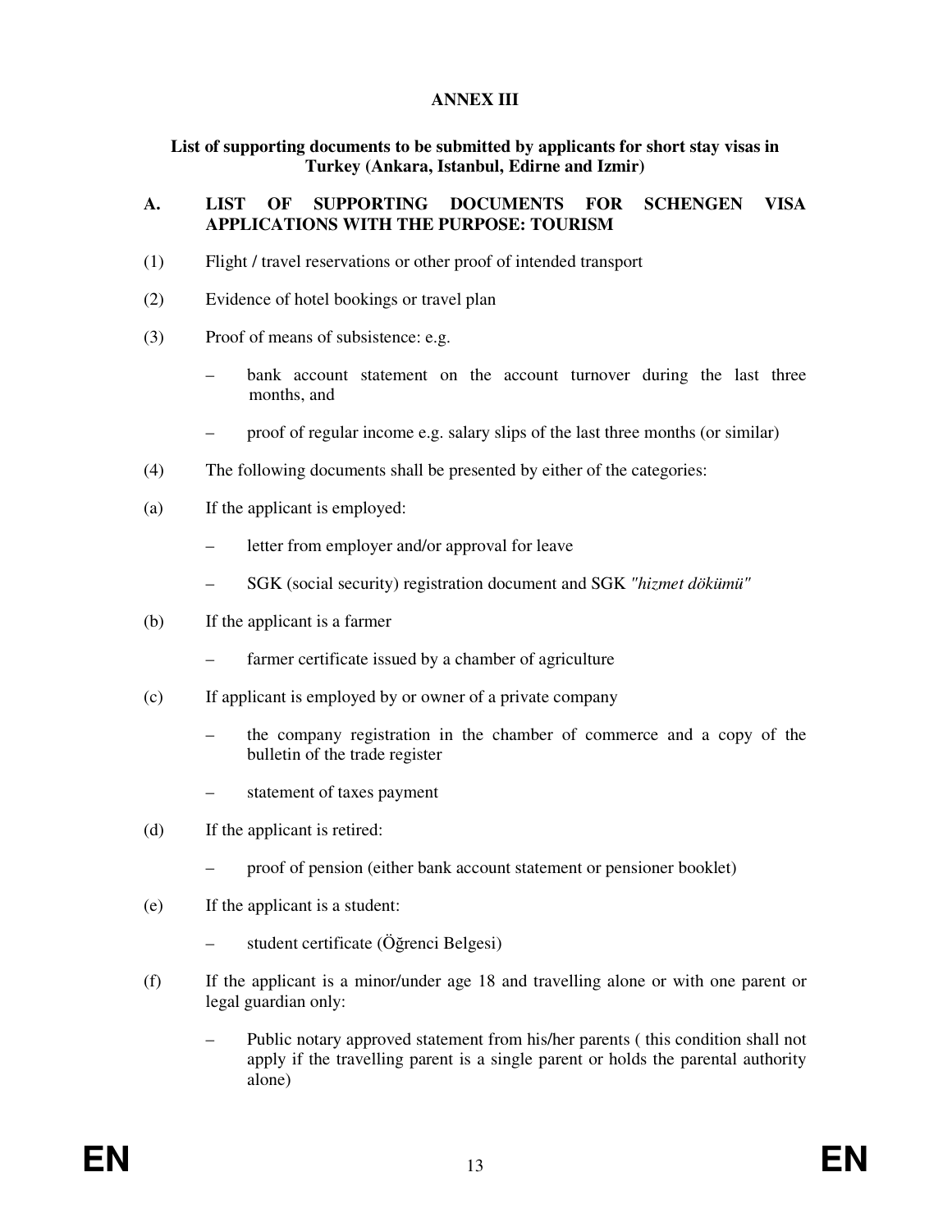# ANNEX III

## List of supporting documents to be submitted by applicants for short stay visas in Turkey (Ankara, Istanbul, Edirne and Izmir)

### A. LIST OF SUPPORTING DOCUMENTS FOR SCHENGEN VISA APPLICATIONS WITH THE PURPOSE: TOURISM

(1) Flight / travel reservations or other proof of intended transport

(2) Evidence of hotel bookings or travel plan

(3) Proof of means of subsistence: e.g.

- bank account statement on the account turnover during the last three months, and
- proof of regular income e.g. salary slips of the last three months (or similar)

(4) The following documents shall be presented by either of the categories:

(a) If the applicant is employed:

- letter from employer and/or approval for leave
- SGK (social security) registration document and SGK *"hizmet dökümü"*

(b) If the applicant is a farmer

- farmer certificate issued by a chamber of agriculture

(c) If applicant is employed by or owner of a private company

- the company registration in the chamber of commerce and a copy of the bulletin of the trade register
- statement of taxes payment

(d) If the applicant is retired:

- proof of pension (either bank account statement or pensioner booklet)

(e) If the applicant is a student:

- student certificate (Öğrenci Belgesi)

(f) If the applicant is a minor/under age 18 and travelling alone or with one parent or legal guardian only:

- Public notary approved statement from his/her parents ( this condition shall not apply if the travelling parent is a single parent or holds the parental authority alone)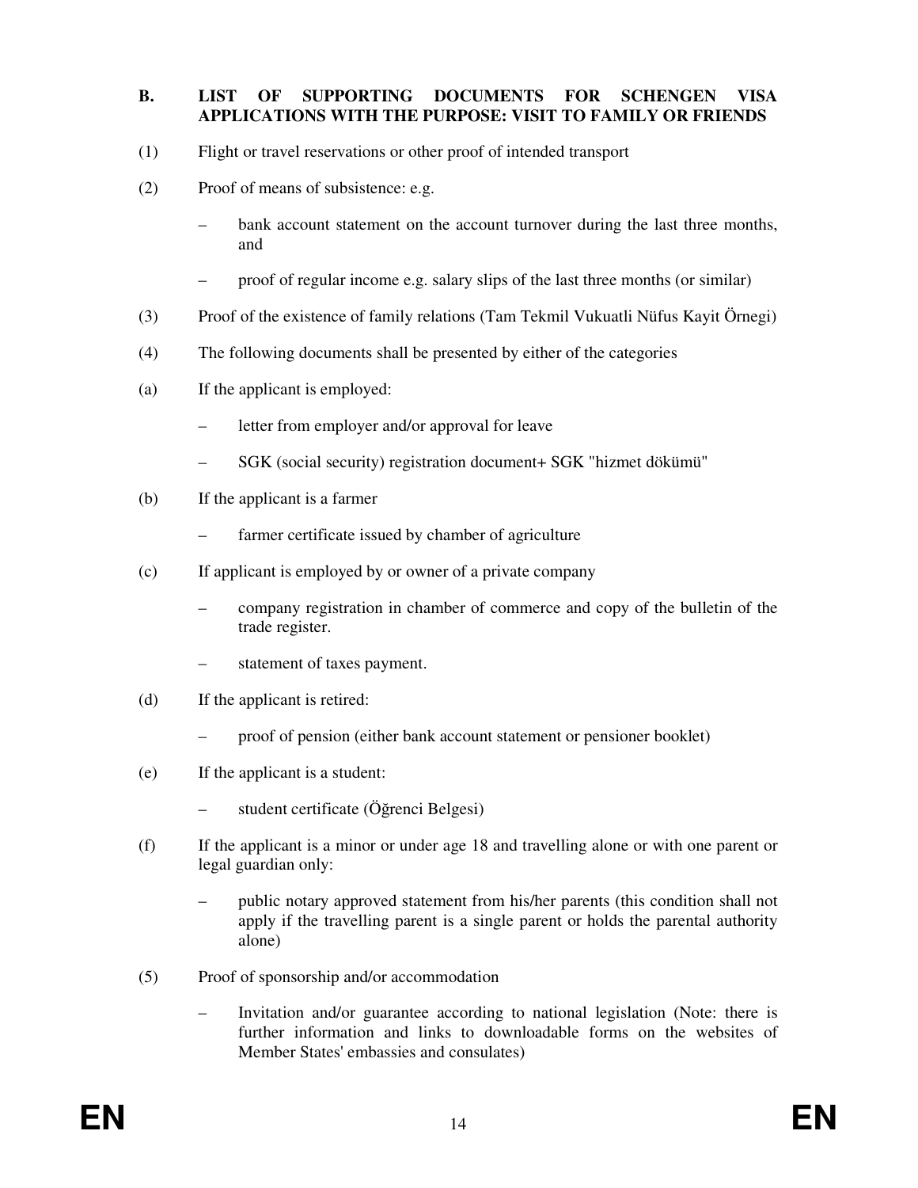## B. LIST OF SUPPORTING DOCUMENTS FOR SCHENGEN VISA APPLICATIONS WITH THE PURPOSE: VISIT TO FAMILY OR FRIENDS

(1) Flight or travel reservations or other proof of intended transport

(2) Proof of means of subsistence: e.g.

- bank account statement on the account turnover during the last three months, and
- proof of regular income e.g. salary slips of the last three months (or similar)

(3) Proof of the existence of family relations (Tam Tekmil Vukuatli Nüfus Kayit Örnegi)

(4) The following documents shall be presented by either of the categories

(a) If the applicant is employed:

- letter from employer and/or approval for leave
- SGK (social security) registration document+ SGK "hizmet dökümü"

(b) If the applicant is a farmer

- farmer certificate issued by chamber of agriculture

(c) If applicant is employed by or owner of a private company

- company registration in chamber of commerce and copy of the bulletin of the trade register.
- statement of taxes payment.

(d) If the applicant is retired:

- proof of pension (either bank account statement or pensioner booklet)

(e) If the applicant is a student:

- student certificate (Öğrenci Belgesi)

(f) If the applicant is a minor or under age 18 and travelling alone or with one parent or legal guardian only:

- public notary approved statement from his/her parents (this condition shall not apply if the travelling parent is a single parent or holds the parental authority alone)

(5) Proof of sponsorship and/or accommodation

- Invitation and/or guarantee according to national legislation (Note: there is further information and links to downloadable forms on the websites of Member States' embassies and consulates)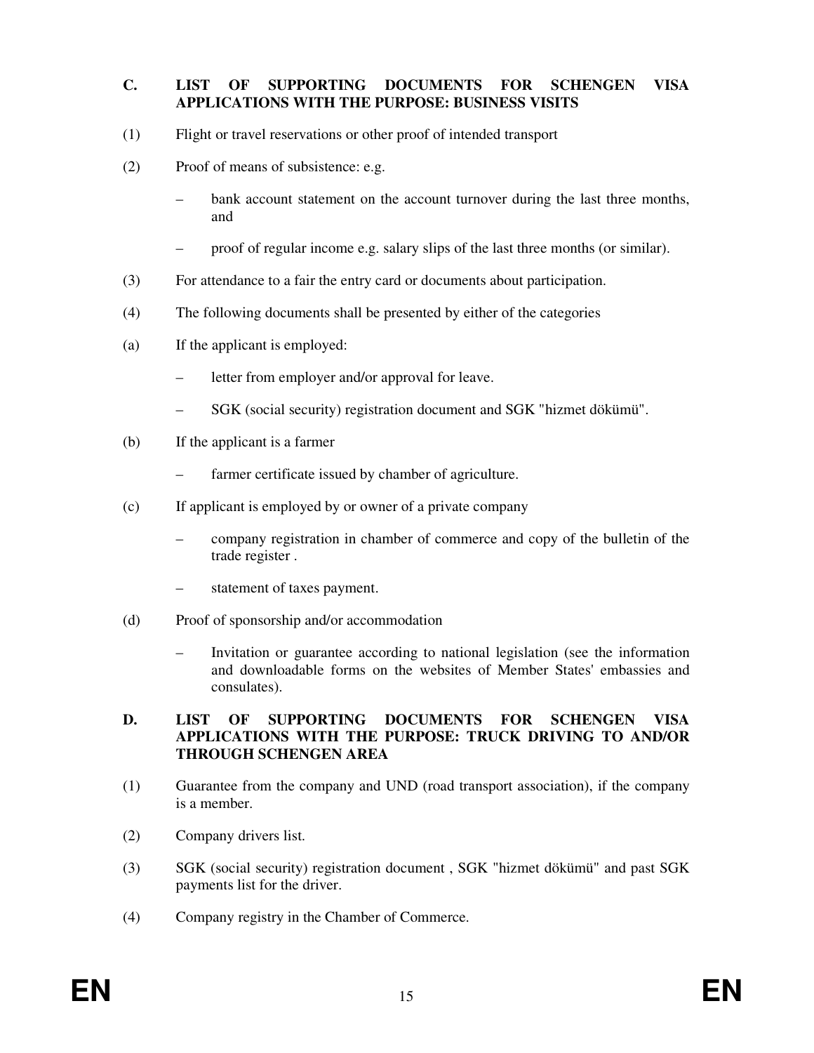## C. LIST OF SUPPORTING DOCUMENTS FOR SCHENGEN VISA APPLICATIONS WITH THE PURPOSE: BUSINESS VISITS

(1) Flight or travel reservations or other proof of intended transport

(2) Proof of means of subsistence: e.g.

- bank account statement on the account turnover during the last three months, and
- proof of regular income e.g. salary slips of the last three months (or similar).

(3) For attendance to a fair the entry card or documents about participation.

(4) The following documents shall be presented by either of the categories

(a) If the applicant is employed:

- letter from employer and/or approval for leave.
- SGK (social security) registration document and SGK "hizmet dökümü".

(b) If the applicant is a farmer

- farmer certificate issued by chamber of agriculture.

(c) If applicant is employed by or owner of a private company

- company registration in chamber of commerce and copy of the bulletin of the trade register .
- statement of taxes payment.

(d) Proof of sponsorship and/or accommodation

- Invitation or guarantee according to national legislation (see the information and downloadable forms on the websites of Member States' embassies and consulates).

## D. LIST OF SUPPORTING DOCUMENTS FOR SCHENGEN VISA APPLICATIONS WITH THE PURPOSE: TRUCK DRIVING TO AND/OR THROUGH SCHENGEN AREA

(1) Guarantee from the company and UND (road transport association), if the company is a member.

(2) Company drivers list.

(3) SGK (social security) registration document , SGK "hizmet dökümü" and past SGK payments list for the driver.

(4) Company registry in the Chamber of Commerce.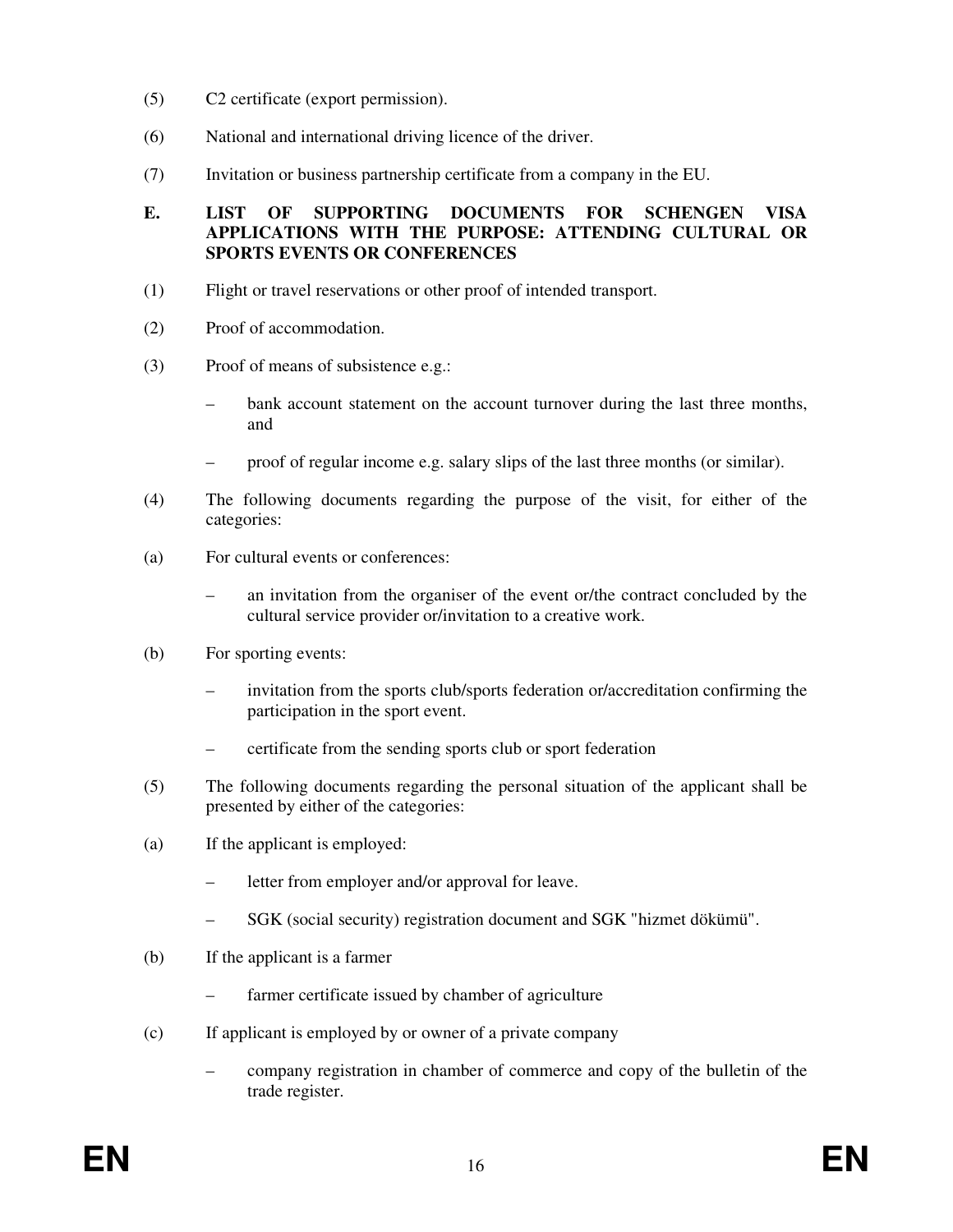(5) C2 certificate (export permission).

(6) National and international driving licence of the driver.

(7) Invitation or business partnership certificate from a company in the EU.

**E. LIST OF SUPPORTING DOCUMENTS FOR SCHENGEN VISA APPLICATIONS WITH THE PURPOSE: ATTENDING CULTURAL OR SPORTS EVENTS OR CONFERENCES**

(1) Flight or travel reservations or other proof of intended transport.

(2) Proof of accommodation.

(3) Proof of means of subsistence e.g.:

– bank account statement on the account turnover during the last three months, and

– proof of regular income e.g. salary slips of the last three months (or similar).

(4) The following documents regarding the purpose of the visit, for either of the categories:

(a) For cultural events or conferences:

– an invitation from the organiser of the event or/the contract concluded by the cultural service provider or/invitation to a creative work.

(b) For sporting events:

– invitation from the sports club/sports federation or/accreditation confirming the participation in the sport event.

– certificate from the sending sports club or sport federation

(5) The following documents regarding the personal situation of the applicant shall be presented by either of the categories:

(a) If the applicant is employed:

– letter from employer and/or approval for leave.

– SGK (social security) registration document and SGK "hizmet dökümü".

(b) If the applicant is a farmer

– farmer certificate issued by chamber of agriculture

(c) If applicant is employed by or owner of a private company

– company registration in chamber of commerce and copy of the bulletin of the trade register.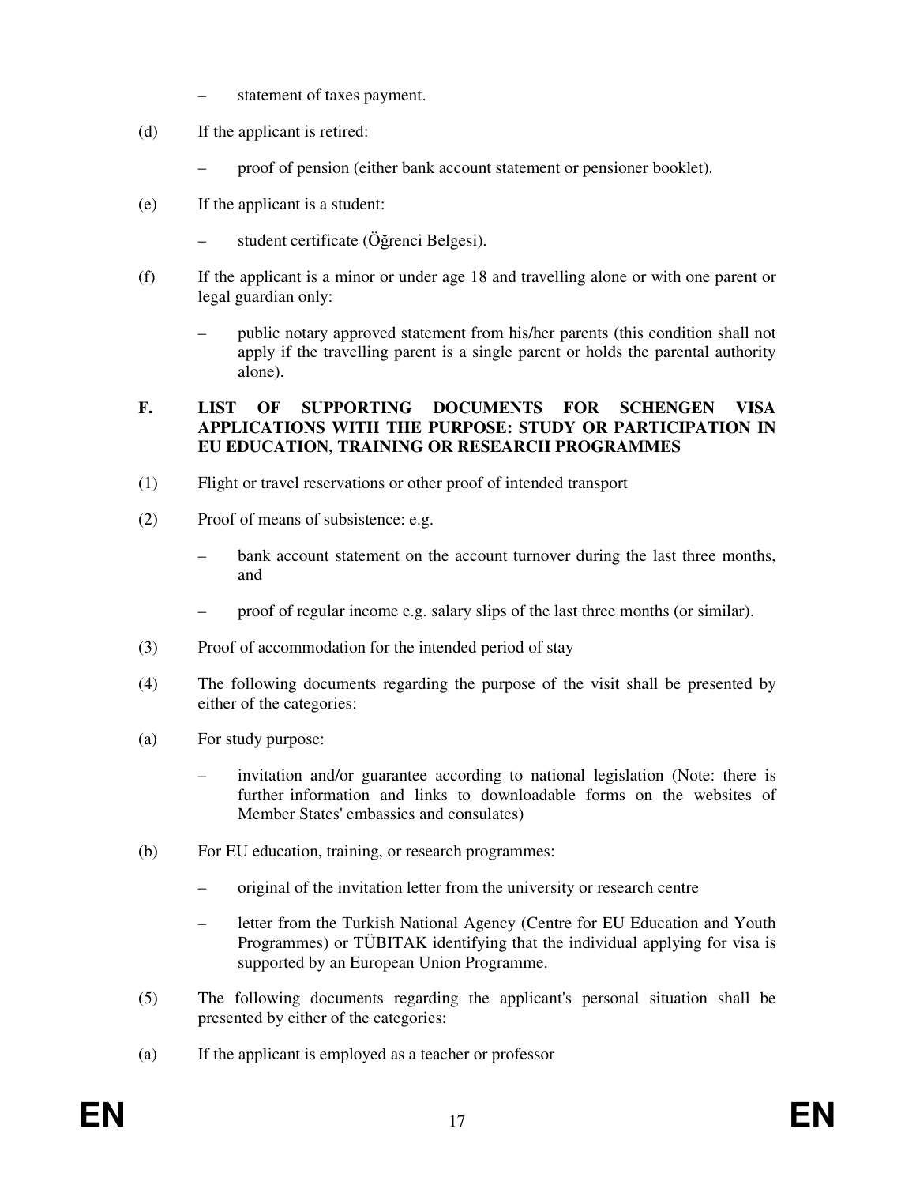– statement of taxes payment.

(d) If the applicant is retired:

– proof of pension (either bank account statement or pensioner booklet).

(e) If the applicant is a student:

– student certificate (Öğrenci Belgesi).

(f) If the applicant is a minor or under age 18 and travelling alone or with one parent or legal guardian only:

– public notary approved statement from his/her parents (this condition shall not apply if the travelling parent is a single parent or holds the parental authority alone).

**F. LIST OF SUPPORTING DOCUMENTS FOR SCHENGEN VISA APPLICATIONS WITH THE PURPOSE: STUDY OR PARTICIPATION IN EU EDUCATION, TRAINING OR RESEARCH PROGRAMMES**

(1) Flight or travel reservations or other proof of intended transport

(2) Proof of means of subsistence: e.g.

– bank account statement on the account turnover during the last three months, and

– proof of regular income e.g. salary slips of the last three months (or similar).

(3) Proof of accommodation for the intended period of stay

(4) The following documents regarding the purpose of the visit shall be presented by either of the categories:

(a) For study purpose:

– invitation and/or guarantee according to national legislation (Note: there is further information and links to downloadable forms on the websites of Member States' embassies and consulates)

(b) For EU education, training, or research programmes:

– original of the invitation letter from the university or research centre

– letter from the Turkish National Agency (Centre for EU Education and Youth Programmes) or TÜBITAK identifying that the individual applying for visa is supported by an European Union Programme.

(5) The following documents regarding the applicant's personal situation shall be presented by either of the categories:

(a) If the applicant is employed as a teacher or professor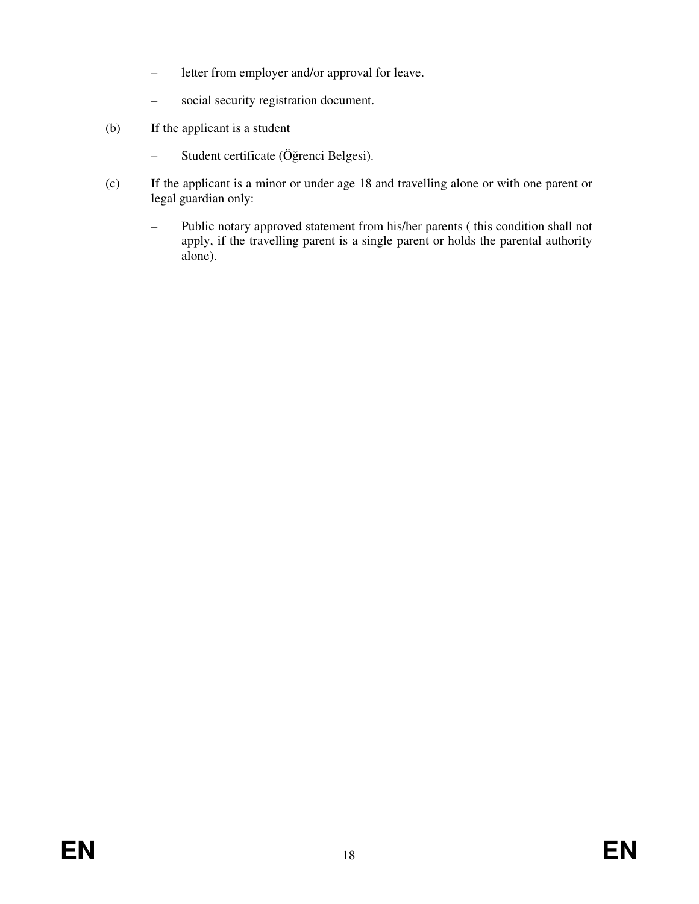- letter from employer and/or approval for leave.
- social security registration document.

(b) If the applicant is a student

- Student certificate (Öğrenci Belgesi).

(c) If the applicant is a minor or under age 18 and travelling alone or with one parent or legal guardian only:

- Public notary approved statement from his/her parents ( this condition shall not apply, if the travelling parent is a single parent or holds the parental authority alone).